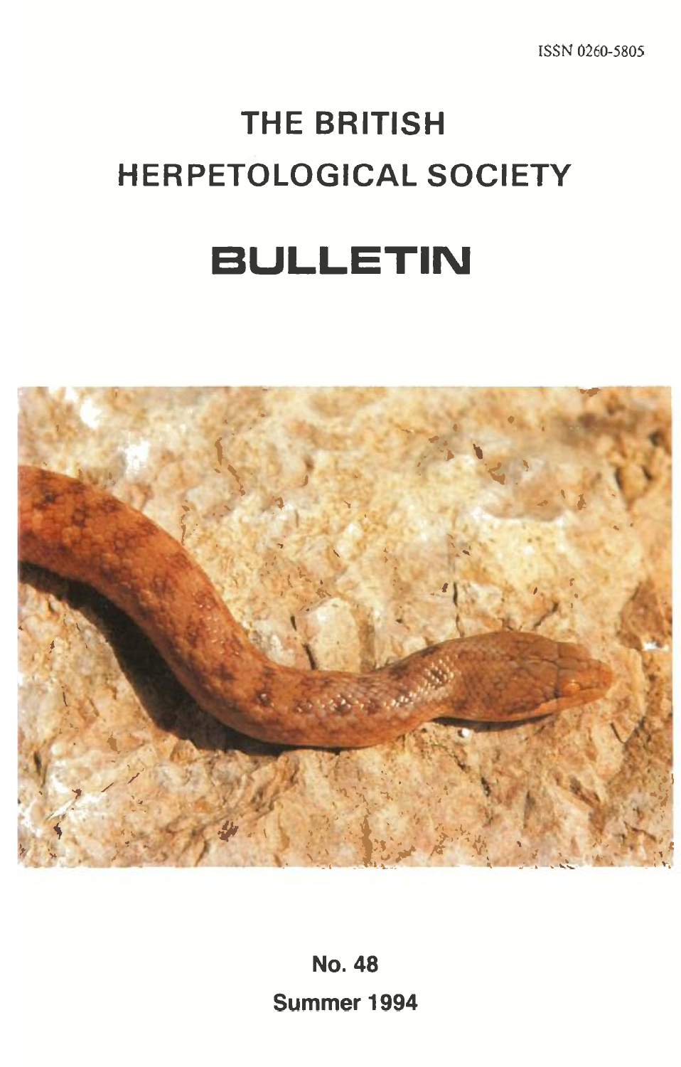ISSN 0260-5805

# THE BRITISH HERPETOLOGICAL SOCIETY

# BULLETIN

**No. 48**

**Summer 1994**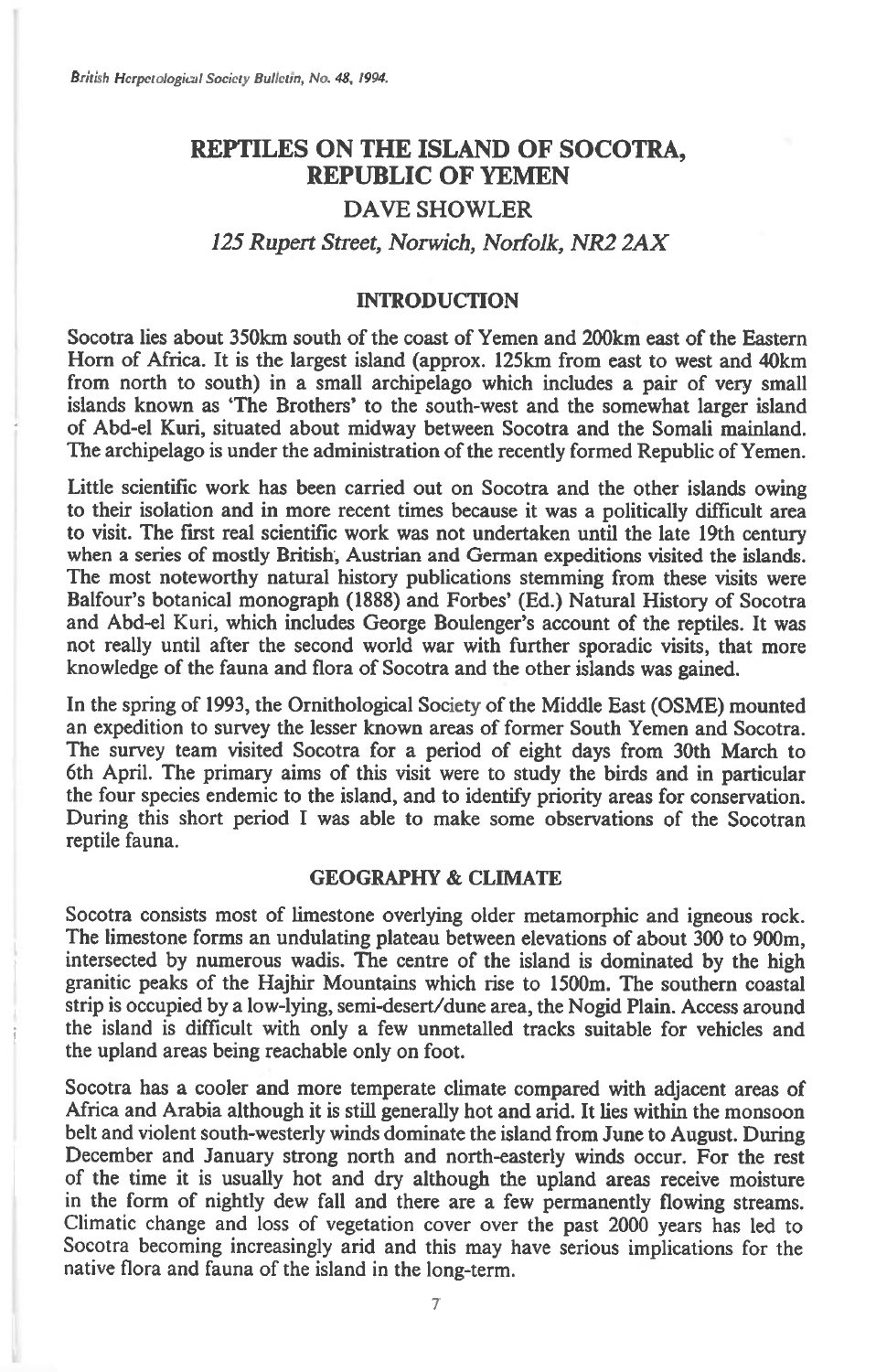# REPTILES ON THE ISLAND OF SOCOTRA, REPUBLIC OF YEMEN

## DAVE SHOWLER

*125 Rupert Street, Norwich, Norfolk, NR2 2AX*

### INTRODUCTION

Socotra lies about 350km south of the coast of Yemen and 200km east of the Eastern Horn of Africa. It is the largest island (approx. 125km from east to west and 40km from north to south) in a small archipelago which includes a pair of very small islands known as 'The Brothers' to the south-west and the somewhat larger island of Abd-el Kuri, situated about midway between Socotra and the Somali mainland. The archipelago is under the administration of the recently formed Republic of Yemen.

Little scientific work has been carried out on Socotra and the other islands owing to their isolation and in more recent times because it was a politically difficult area to visit. The first real scientific work was not undertaken until the late 19th century when a series of mostly British, Austrian and German expeditions visited the islands. The most noteworthy natural history publications stemming from these visits were Balfour's botanical monograph (1888) and Forbes' (Ed.) Natural History of Socotra and Abd-el Kuri, which includes George Boulenger's account of the reptiles. It was not really until after the second world war with further sporadic visits, that more knowledge of the fauna and flora of Socotra and the other islands was gained.

In the spring of 1993, the Ornithological Society of the Middle East (OSME) mounted an expedition to survey the lesser known areas of former South Yemen and Socotra. The survey team visited Socotra for a period of eight days from 30th March to 6th April. The primary aims of this visit were to study the birds and in particular the four species endemic to the island, and to identify priority areas for conservation. During this short period I was able to make some observations of the Socotran reptile fauna.

### GEOGRAPHY & CLIMATE

Socotra consists most of limestone overlying older metamorphic and igneous rock. The limestone forms an undulating plateau between elevations of about 300 to 900m, intersected by numerous wadis. The centre of the island is dominated by the high granitic peaks of the Hajhir Mountains which rise to 1500m. The southern coastal strip is occupied by a low-lying, semi-desert/dune area, the Nogid Plain. Access around the island is difficult with only a few unmetalled tracks suitable for vehicles and the upland areas being reachable only on foot.

Socotra has a cooler and more temperate climate compared with adjacent areas of Africa and Arabia although it is still generally hot and arid. It lies within the monsoon belt and violent south-westerly winds dominate the island from June to August. During December and January strong north and north-easterly winds occur. For the rest of the time it is usually hot and dry although the upland areas receive moisture in the form of nightly dew fall and there are a few permanently flowing streams. Climatic change and loss of vegetation cover over the past 2000 years has led to Socotra becoming increasingly arid and this may have serious implications for the native flora and fauna of the island in the long-term.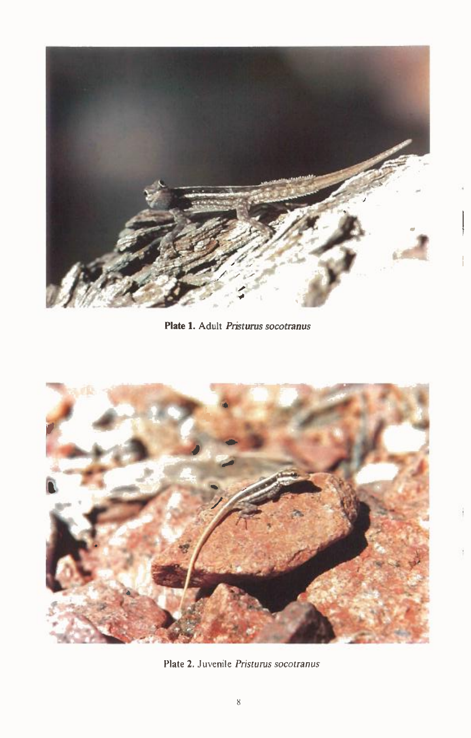**Plate 1.** Adult *Pristurus socotranus*

Plate 2. Juvenile *Pristurus socotranus*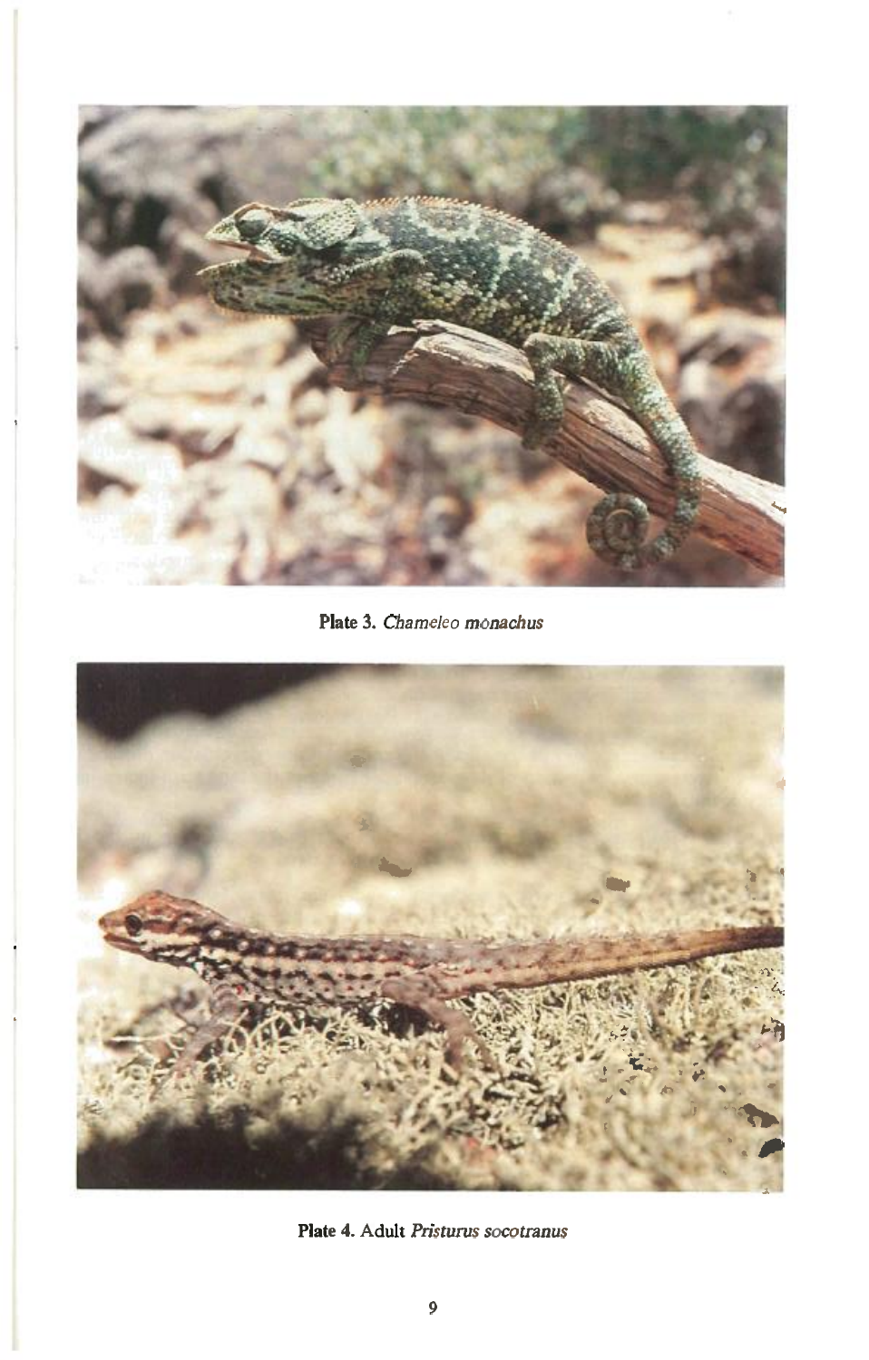**Plate 3.** *Chameleo monachus*

**Plate 4.** Adult *Pristurus socotranus*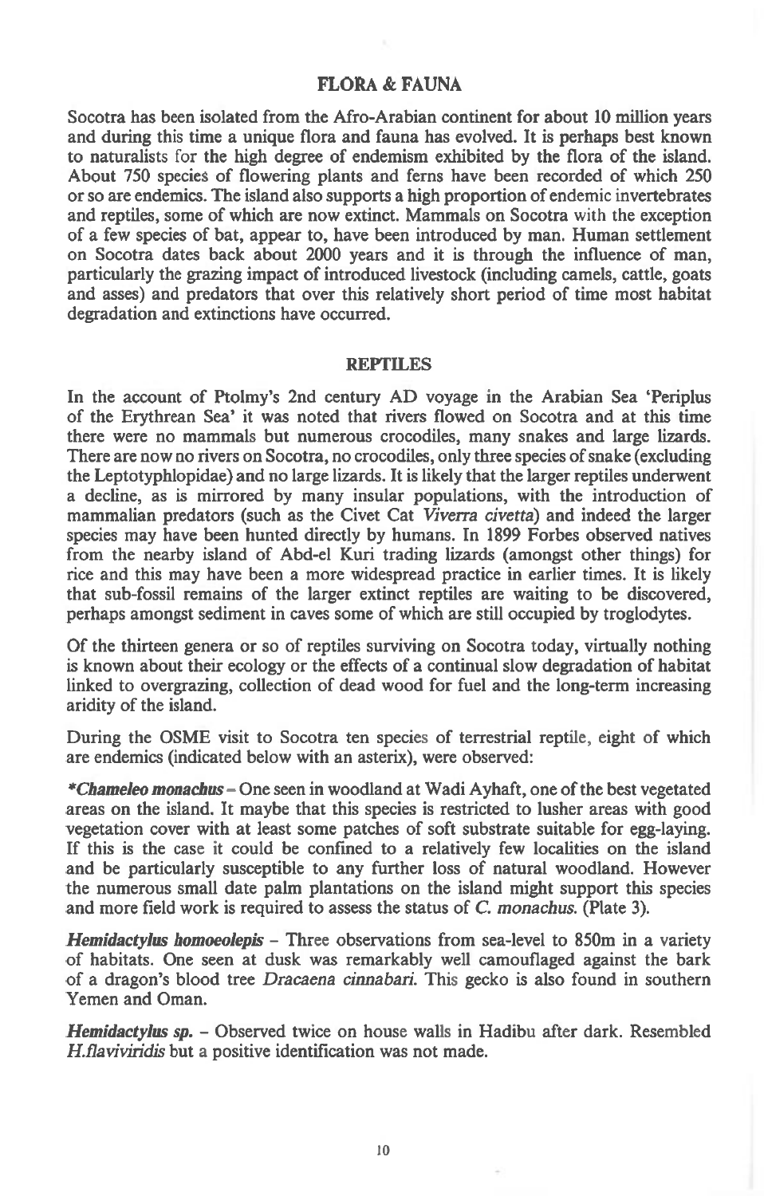## FLORA & FAUNA

Socotra has been isolated from the Afro-Arabian continent for about 10 million years and during this time a unique flora and fauna has evolved. It is perhaps best known to naturalists for the high degree of endemism exhibited by the flora of the island. About 750 species of flowering plants and ferns have been recorded of which 250 or so are endemics. The island also supports a high proportion of endemic invertebrates and reptiles, some of which are now extinct. Mammals on Socotra with the exception of a few species of bat, appear to, have been introduced by man. Human settlement on Socotra dates back about 2000 years and it is through the influence of man, particularly the grazing impact of introduced livestock (including camels, cattle, goats and asses) and predators that over this relatively short period of time most habitat degradation and extinctions have occurred.

## REPTILES

In the account of Ptolmy's 2nd century AD voyage in the Arabian Sea 'Periplus of the Erythrean Sea' it was noted that rivers flowed on Socotra and at this time there were no mammals but numerous crocodiles, many snakes and large lizards. There are now no rivers on Socotra, no crocodiles, only three species of snake (excluding the Leptotyphlopidae) and no large lizards. It is likely that the larger reptiles underwent a decline, as is mirrored by many insular populations, with the introduction of mammalian predators (such as the Civet Cat *Viverra civetta*) and indeed the larger species may have been hunted directly by humans. In 1899 Forbes observed natives from the nearby island of Abd-el Kuri trading lizards (amongst other things) for rice and this may have been a more widespread practice in earlier times. It is likely that sub-fossil remains of the larger extinct reptiles are waiting to be discovered, perhaps amongst sediment in caves some of which are still occupied by troglodytes.

Of the thirteen genera or so of reptiles surviving on Socotra today, virtually nothing is known about their ecology or the effects of a continual slow degradation of habitat linked to overgrazing, collection of dead wood for fuel and the long-term increasing aridity of the island.

During the OSME visit to Socotra ten species of terrestrial reptile, eight of which are endemics (indicated below with an asterix), were observed:

***Chameleo monachus*** – One seen in woodland at Wadi Ayhaft, one of the best vegetated areas on the island. It maybe that this species is restricted to lusher areas with good vegetation cover with at least some patches of soft substrate suitable for egg-laying. If this is the case it could be confined to a relatively few localities on the island and be particularly susceptible to any further loss of natural woodland. However the numerous small date palm plantations on the island might support this species and more field work is required to assess the status of *C. monachus*. (Plate 3).

***Hemidactylus homoeolepis*** – Three observations from sea-level to 850m in a variety of habitats. One seen at dusk was remarkably well camouflaged against the bark of a dragon's blood tree *Dracaena cinnabari*. This gecko is also found in southern Yemen and Oman.

***Hemidactylus sp.*** – Observed twice on house walls in Hadibu after dark. Resembled *H.flaviviridis* but a positive identification was not made.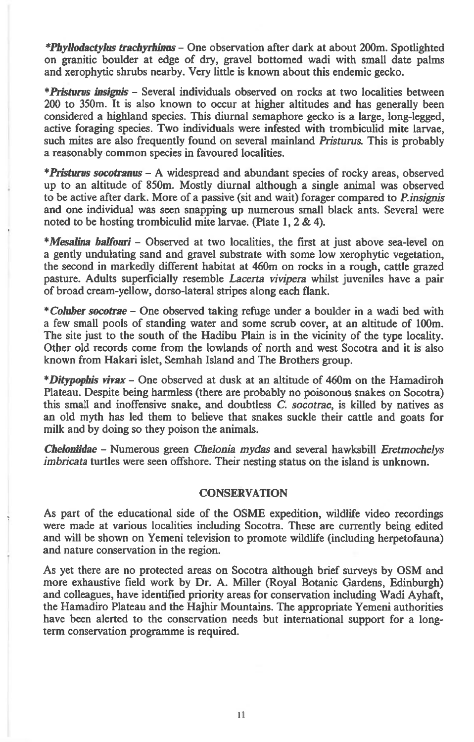***Phyllodactylus trachyrhinus*** – One observation after dark at about 200m. Spotlighted on granitic boulder at edge of dry, gravel bottomed wadi with small date palms and xerophytic shrubs nearby. Very little is known about this endemic gecko.

****Pristurus insignis*** – Several individuals observed on rocks at two localities between 200 to 350m. It is also known to occur at higher altitudes and has generally been considered a highland species. This diurnal semaphore gecko is a large, long-legged, active foraging species. Two individuals were infested with trombiculid mite larvae, such mites are also frequently found on several mainland *Pristurus*. This is probably a reasonably common species in favoured localities.

****Pristurus socotranus*** – A widespread and abundant species of rocky areas, observed up to an altitude of 850m. Mostly diurnal although a single animal was observed to be active after dark. More of a passive (sit and wait) forager compared to *P.insignis* and one individual was seen snapping up numerous small black ants. Several were noted to be hosting trombiculid mite larvae. (Plate 1, 2 & 4).

****Mesalina balfouri*** – Observed at two localities, the first at just above sea-level on a gently undulating sand and gravel substrate with some low xerophytic vegetation, the second in markedly different habitat at 460m on rocks in a rough, cattle grazed pasture. Adults superficially resemble *Lacerta vivipera* whilst juveniles have a pair of broad cream-yellow, dorso-lateral stripes along each flank.

****Coluber socotrae*** – One observed taking refuge under a boulder in a wadi bed with a few small pools of standing water and some scrub cover, at an altitude of 100m. The site just to the south of the Hadibu Plain is in the vicinity of the type locality. Other old records come from the lowlands of north and west Socotra and it is also known from Hakari islet, Semhah Island and The Brothers group.

****Ditypophis vivax*** – One observed at dusk at an altitude of 460m on the Hamadiroh Plateau. Despite being harmless (there are probably no poisonous snakes on Socotra) this small and inoffensive snake, and doubtless *C. socotrae*, is killed by natives as an old myth has led them to believe that snakes suckle their cattle and goats for milk and by doing so they poison the animals.

***Cheloniidae*** – Numerous green *Chelonia mydas* and several hawksbill *Eretmochelys imbricata* turtles were seen offshore. Their nesting status on the island is unknown.

## CONSERVATION

As part of the educational side of the OSME expedition, wildlife video recordings were made at various localities including Socotra. These are currently being edited and will be shown on Yemeni television to promote wildlife (including herpetofauna) and nature conservation in the region.

As yet there are no protected areas on Socotra although brief surveys by OSM and more exhaustive field work by Dr. A. Miller (Royal Botanic Gardens, Edinburgh) and colleagues, have identified priority areas for conservation including Wadi Ayhaft, the Hamadiro Plateau and the Hajhir Mountains. The appropriate Yemeni authorities have been alerted to the conservation needs but international support for a long-term conservation programme is required.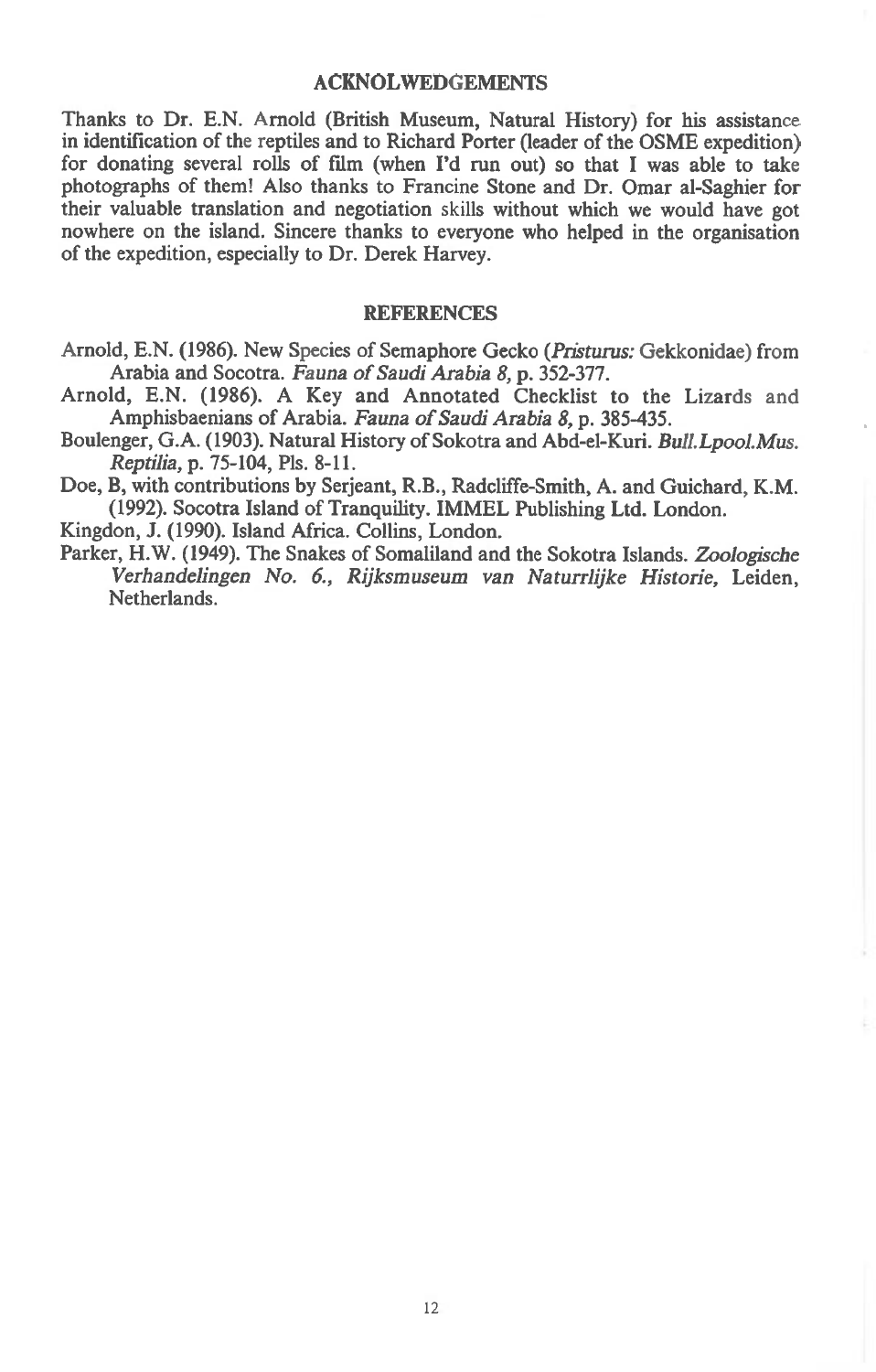## ACKNOLWEDGEMENTS

Thanks to Dr. E.N. Arnold (British Museum, Natural History) for his assistance in identification of the reptiles and to Richard Porter (leader of the OSME expedition) for donating several rolls of film (when I'd run out) so that I was able to take photographs of them! Also thanks to Francine Stone and Dr. Omar al-Saghier for their valuable translation and negotiation skills without which we would have got nowhere on the island. Sincere thanks to everyone who helped in the organisation of the expedition, especially to Dr. Derek Harvey.

## REFERENCES

Arnold, E.N. (1986). New Species of Semaphore Gecko (*Pristurus:* Gekkonidae) from Arabia and Socotra. *Fauna of Saudi Arabia 8,* p. 352-377.

Arnold, E.N. (1986). A Key and Annotated Checklist to the Lizards and Amphisbaenians of Arabia. *Fauna of Saudi Arabia 8,* p. 385-435.

Boulenger, G.A. (1903). Natural History of Sokotra and Abd-el-Kuri. *Bull.Lpool.Mus. Reptilia,* p. 75-104, Pls. 8-11.

Doe, B, with contributions by Serjeant, R.B., Radcliffe-Smith, A. and Guichard, K.M. (1992). Socotra Island of Tranquility. IMMEL Publishing Ltd. London.

Kingdon, J. (1990). Island Africa. Collins, London.

Parker, H.W. (1949). The Snakes of Somaliland and the Sokotra Islands. *Zoologische Verhandelingen No. 6., Rijksmuseum van Naturrlijke Historie,* Leiden, Netherlands.